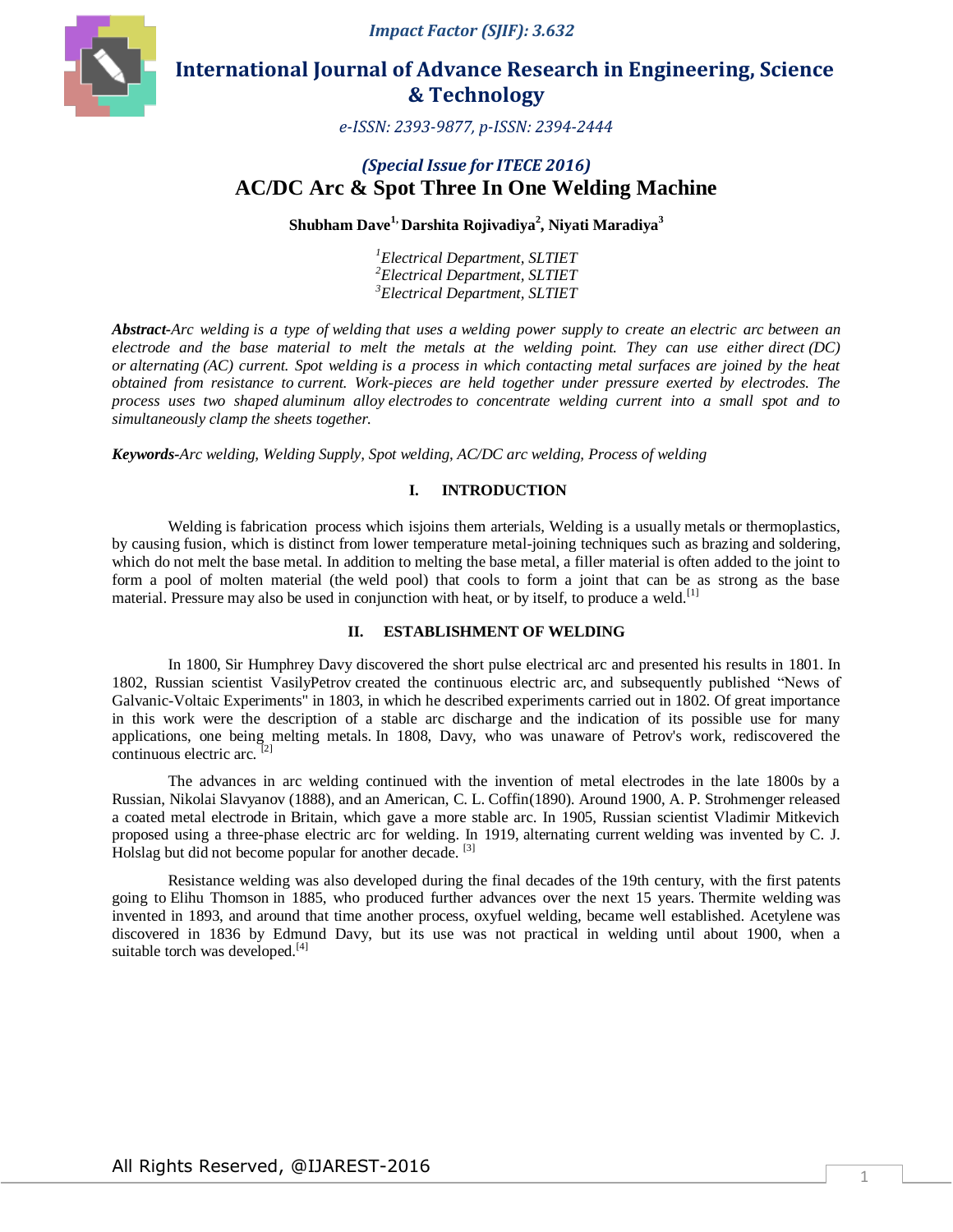*Impact Factor (SJIF): 3.632*

**International Journal of Advance Research in Engineering, Science & Technology**

*e-ISSN: 2393-9877, p-ISSN: 2394-2444*

***(Special Issue for ITECE 2016)***

# AC/DC Arc & Spot Three In One Welding Machine

**Shubham Dave[1], Darshita Rojivadiya[2], Niyati Maradiya[3]**

[1]*Electrical Department, SLTIET*
[2]*Electrical Department, SLTIET*
[3]*Electrical Department, SLTIET*

***Abstract****-Arc welding is a type of welding that uses a welding power supply to create an electric arc between an electrode and the base material to melt the metals at the welding point. They can use either direct (DC) or alternating (AC) current. Spot welding is a process in which contacting metal surfaces are joined by the heat obtained from resistance to current. Work-pieces are held together under pressure exerted by electrodes. The process uses two shaped aluminum alloy electrodes to concentrate welding current into a small spot and to simultaneously clamp the sheets together.*

***Keywords****-Arc welding, Welding Supply, Spot welding, AC/DC arc welding, Process of welding*

## I. INTRODUCTION

Welding is fabrication process which isjoins them arterials, Welding is a usually metals or thermoplastics, by causing fusion, which is distinct from lower temperature metal-joining techniques such as brazing and soldering, which do not melt the base metal. In addition to melting the base metal, a filler material is often added to the joint to form a pool of molten material (the weld pool) that cools to form a joint that can be as strong as the base material. Pressure may also be used in conjunction with heat, or by itself, to produce a weld.[1]

## II. ESTABLISHMENT OF WELDING

In 1800, Sir Humphrey Davy discovered the short pulse electrical arc and presented his results in 1801. In 1802, Russian scientist VasilyPetrov created the continuous electric arc, and subsequently published "News of Galvanic-Voltaic Experiments" in 1803, in which he described experiments carried out in 1802. Of great importance in this work were the description of a stable arc discharge and the indication of its possible use for many applications, one being melting metals. In 1808, Davy, who was unaware of Petrov's work, rediscovered the continuous electric arc. [2]

The advances in arc welding continued with the invention of metal electrodes in the late 1800s by a Russian, Nikolai Slavyanov (1888), and an American, C. L. Coffin(1890). Around 1900, A. P. Strohmenger released a coated metal electrode in Britain, which gave a more stable arc. In 1905, Russian scientist Vladimir Mitkevich proposed using a three-phase electric arc for welding. In 1919, alternating current welding was invented by C. J. Holslag but did not become popular for another decade. [3]

Resistance welding was also developed during the final decades of the 19th century, with the first patents going to Elihu Thomson in 1885, who produced further advances over the next 15 years. Thermite welding was invented in 1893, and around that time another process, oxyfuel welding, became well established. Acetylene was discovered in 1836 by Edmund Davy, but its use was not practical in welding until about 1900, when a suitable torch was developed.[4]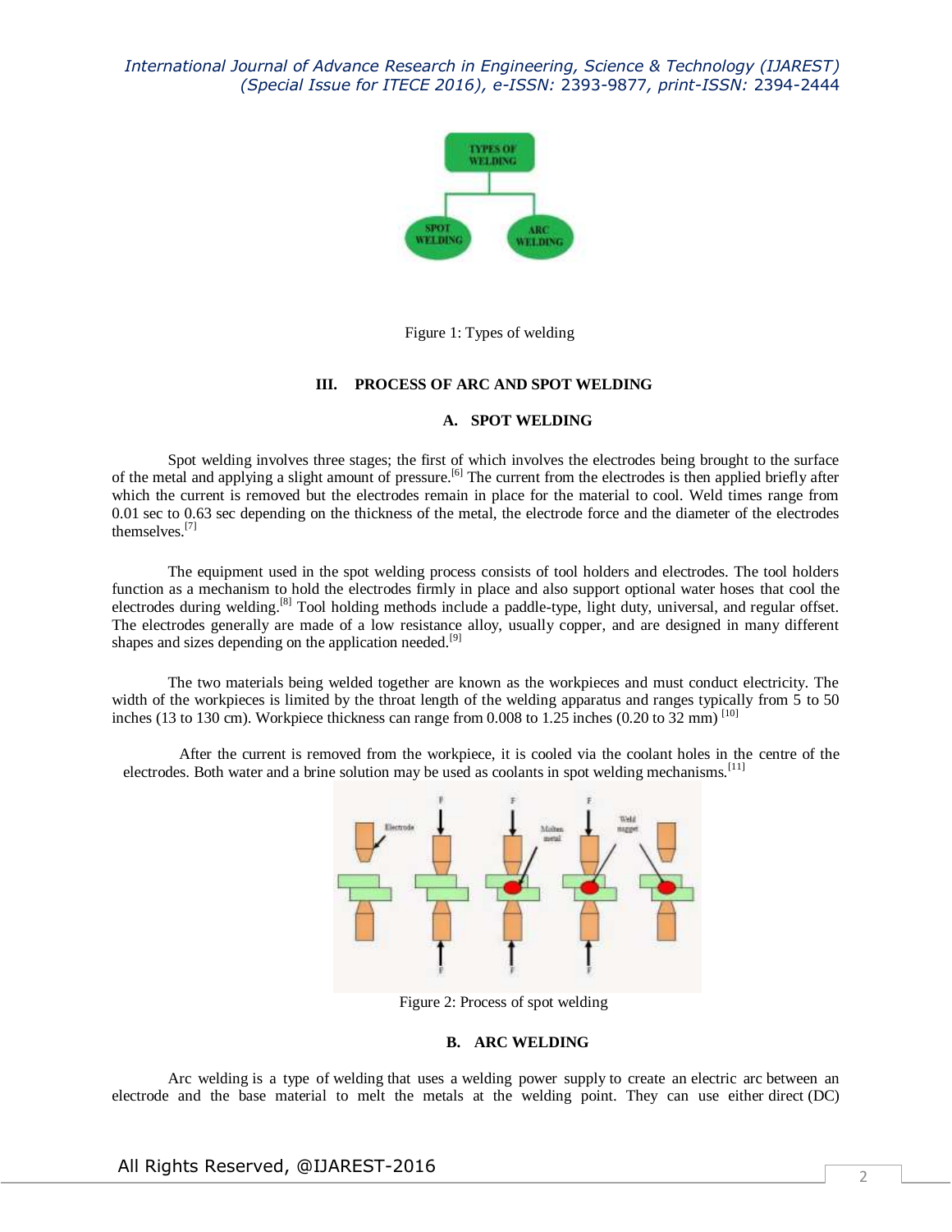Figure 1: Types of welding

## III. PROCESS OF ARC AND SPOT WELDING

### A. SPOT WELDING

Spot welding involves three stages; the first of which involves the electrodes being brought to the surface of the metal and applying a slight amount of pressure.[6] The current from the electrodes is then applied briefly after which the current is removed but the electrodes remain in place for the material to cool. Weld times range from 0.01 sec to 0.63 sec depending on the thickness of the metal, the electrode force and the diameter of the electrodes themselves.[7]

The equipment used in the spot welding process consists of tool holders and electrodes. The tool holders function as a mechanism to hold the electrodes firmly in place and also support optional water hoses that cool the electrodes during welding.[8] Tool holding methods include a paddle-type, light duty, universal, and regular offset. The electrodes generally are made of a low resistance alloy, usually copper, and are designed in many different shapes and sizes depending on the application needed.[9]

The two materials being welded together are known as the workpieces and must conduct electricity. The width of the workpieces is limited by the throat length of the welding apparatus and ranges typically from 5 to 50 inches (13 to 130 cm). Workpiece thickness can range from 0.008 to 1.25 inches (0.20 to 32 mm) [10]

After the current is removed from the workpiece, it is cooled via the coolant holes in the centre of the electrodes. Both water and a brine solution may be used as coolants in spot welding mechanisms.[11]

Figure 2: Process of spot welding

### B. ARC WELDING

Arc welding is a type of welding that uses a welding power supply to create an electric arc between an electrode and the base material to melt the metals at the welding point. They can use either direct (DC)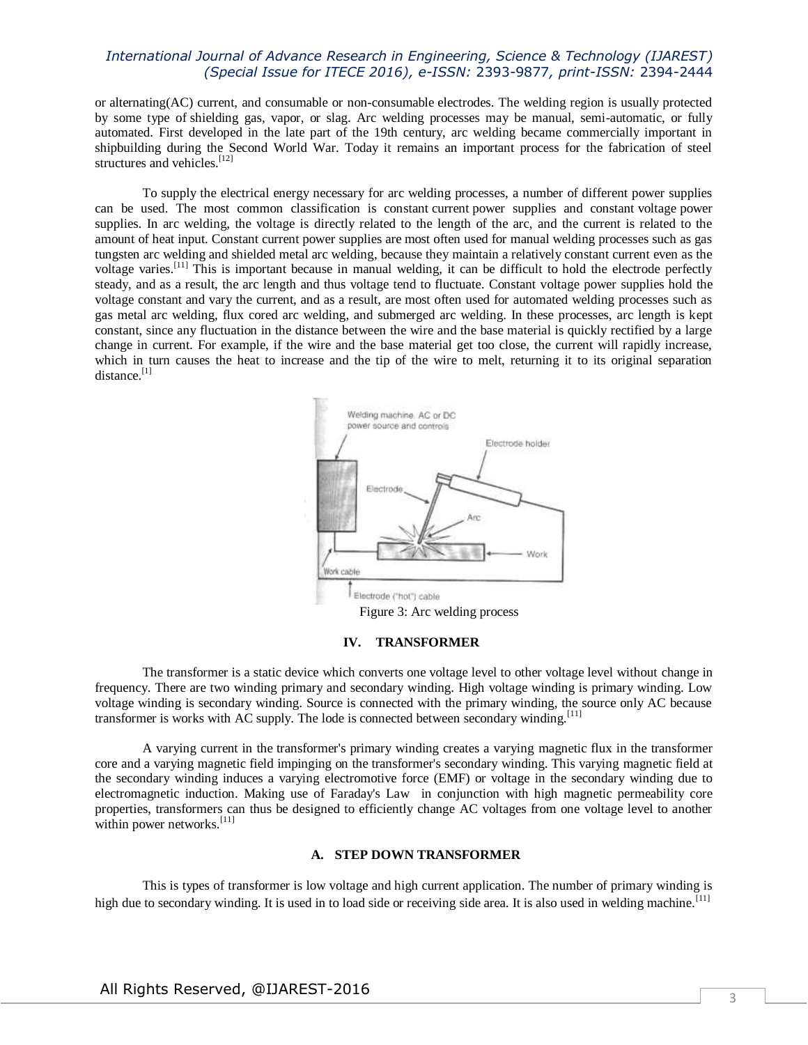or alternating(AC) current, and consumable or non-consumable electrodes. The welding region is usually protected by some type of shielding gas, vapor, or slag. Arc welding processes may be manual, semi-automatic, or fully automated. First developed in the late part of the 19th century, arc welding became commercially important in shipbuilding during the Second World War. Today it remains an important process for the fabrication of steel structures and vehicles.[12]

To supply the electrical energy necessary for arc welding processes, a number of different power supplies can be used. The most common classification is constant current power supplies and constant voltage power supplies. In arc welding, the voltage is directly related to the length of the arc, and the current is related to the amount of heat input. Constant current power supplies are most often used for manual welding processes such as gas tungsten arc welding and shielded metal arc welding, because they maintain a relatively constant current even as the voltage varies.[11] This is important because in manual welding, it can be difficult to hold the electrode perfectly steady, and as a result, the arc length and thus voltage tend to fluctuate. Constant voltage power supplies hold the voltage constant and vary the current, and as a result, are most often used for automated welding processes such as gas metal arc welding, flux cored arc welding, and submerged arc welding. In these processes, arc length is kept constant, since any fluctuation in the distance between the wire and the base material is quickly rectified by a large change in current. For example, if the wire and the base material get too close, the current will rapidly increase, which in turn causes the heat to increase and the tip of the wire to melt, returning it to its original separation distance.[1]

Figure 3: Arc welding process

## IV. TRANSFORMER

The transformer is a static device which converts one voltage level to other voltage level without change in frequency. There are two winding primary and secondary winding. High voltage winding is primary winding. Low voltage winding is secondary winding. Source is connected with the primary winding, the source only AC because transformer is works with AC supply. The lode is connected between secondary winding.[11]

A varying current in the transformer's primary winding creates a varying magnetic flux in the transformer core and a varying magnetic field impinging on the transformer's secondary winding. This varying magnetic field at the secondary winding induces a varying electromotive force (EMF) or voltage in the secondary winding due to electromagnetic induction. Making use of Faraday's Law in conjunction with high magnetic permeability core properties, transformers can thus be designed to efficiently change AC voltages from one voltage level to another within power networks.[11]

### A. STEP DOWN TRANSFORMER

This is types of transformer is low voltage and high current application. The number of primary winding is high due to secondary winding. It is used in to load side or receiving side area. It is also used in welding machine.[11]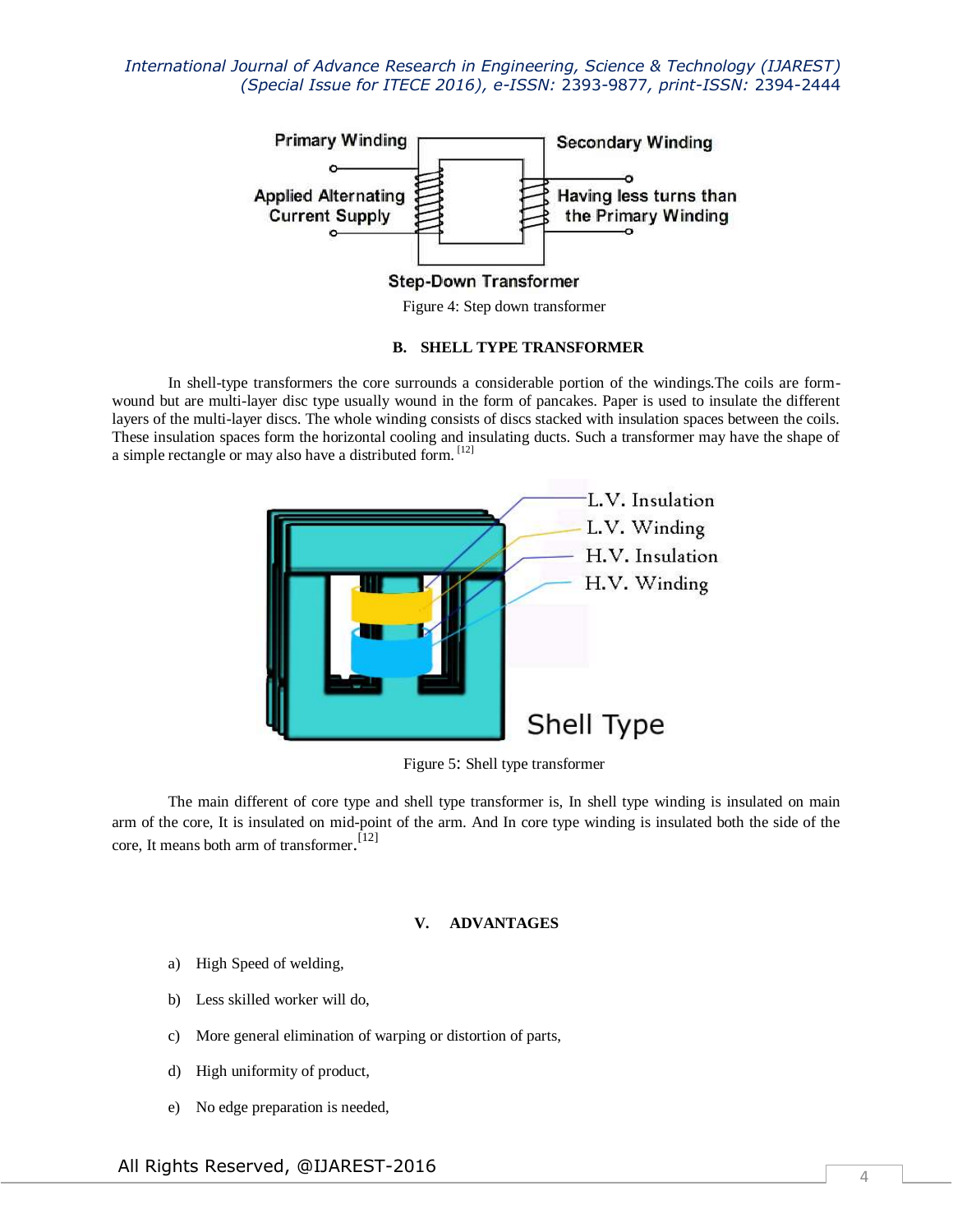Figure 4: Step down transformer

### B. SHELL TYPE TRANSFORMER

In shell-type transformers the core surrounds a considerable portion of the windings.The coils are form-wound but are multi-layer disc type usually wound in the form of pancakes. Paper is used to insulate the different layers of the multi-layer discs. The whole winding consists of discs stacked with insulation spaces between the coils. These insulation spaces form the horizontal cooling and insulating ducts. Such a transformer may have the shape of a simple rectangle or may also have a distributed form. [12]

Figure 5: Shell type transformer

The main different of core type and shell type transformer is, In shell type winding is insulated on main arm of the core, It is insulated on mid-point of the arm. And In core type winding is insulated both the side of the core, It means both arm of transformer.[12]

## V. ADVANTAGES

a) High Speed of welding,

b) Less skilled worker will do,

c) More general elimination of warping or distortion of parts,

d) High uniformity of product,

e) No edge preparation is needed,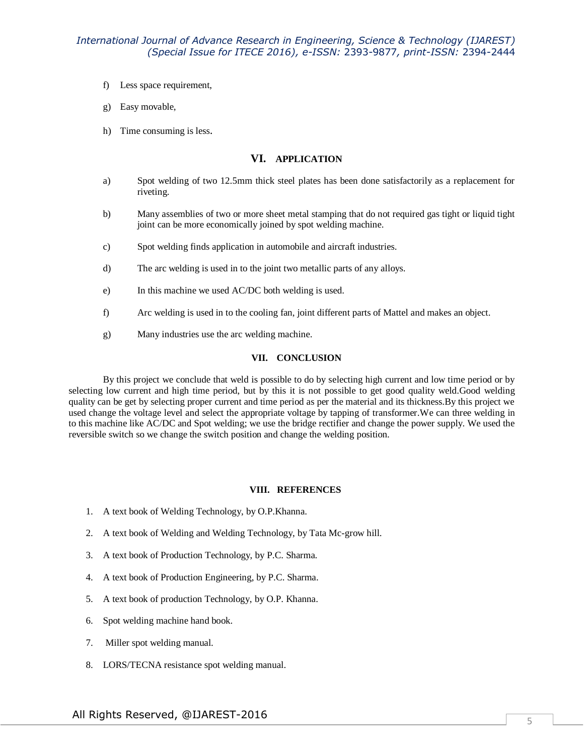f) Less space requirement,

g) Easy movable,

h) Time consuming is less.

## VI. APPLICATION

a) Spot welding of two 12.5mm thick steel plates has been done satisfactorily as a replacement for riveting.

b) Many assemblies of two or more sheet metal stamping that do not required gas tight or liquid tight joint can be more economically joined by spot welding machine.

c) Spot welding finds application in automobile and aircraft industries.

d) The arc welding is used in to the joint two metallic parts of any alloys.

e) In this machine we used AC/DC both welding is used.

f) Arc welding is used in to the cooling fan, joint different parts of Mattel and makes an object.

g) Many industries use the arc welding machine.

## VII. CONCLUSION

By this project we conclude that weld is possible to do by selecting high current and low time period or by selecting low current and high time period, but by this it is not possible to get good quality weld.Good welding quality can be get by selecting proper current and time period as per the material and its thickness.By this project we used change the voltage level and select the appropriate voltage by tapping of transformer.We can three welding in to this machine like AC/DC and Spot welding; we use the bridge rectifier and change the power supply. We used the reversible switch so we change the switch position and change the welding position.

## VIII. REFERENCES

1. A text book of Welding Technology, by O.P.Khanna.
2. A text book of Welding and Welding Technology, by Tata Mc-grow hill.
3. A text book of Production Technology, by P.C. Sharma.
4. A text book of Production Engineering, by P.C. Sharma.
5. A text book of production Technology, by O.P. Khanna.
6. Spot welding machine hand book.
7. Miller spot welding manual.
8. LORS/TECNA resistance spot welding manual.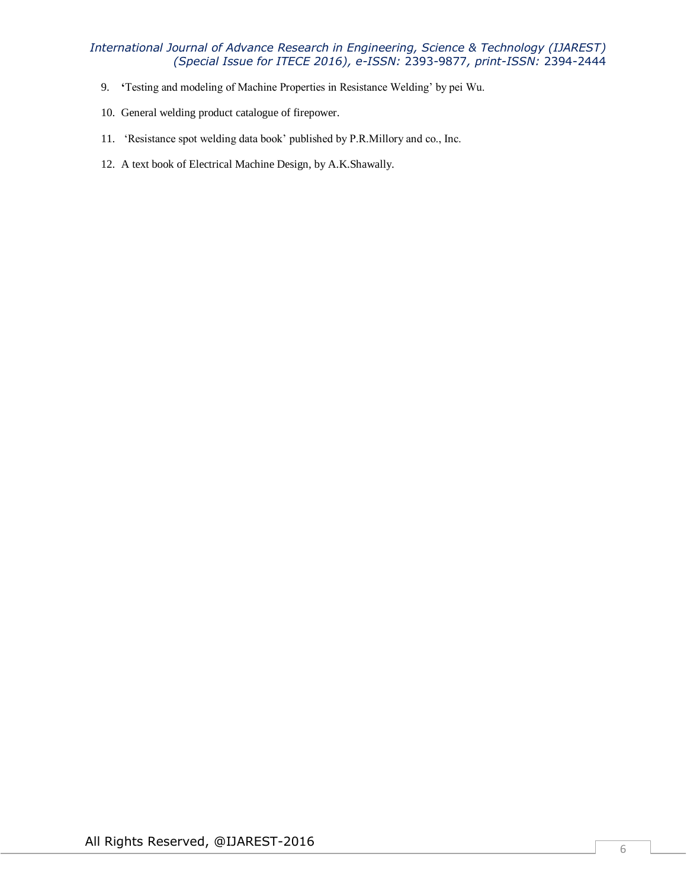9. 'Testing and modeling of Machine Properties in Resistance Welding' by pei Wu.
10. General welding product catalogue of firepower.
11. 'Resistance spot welding data book' published by P.R.Millory and co., Inc.
12. A text book of Electrical Machine Design, by A.K.Shawally.